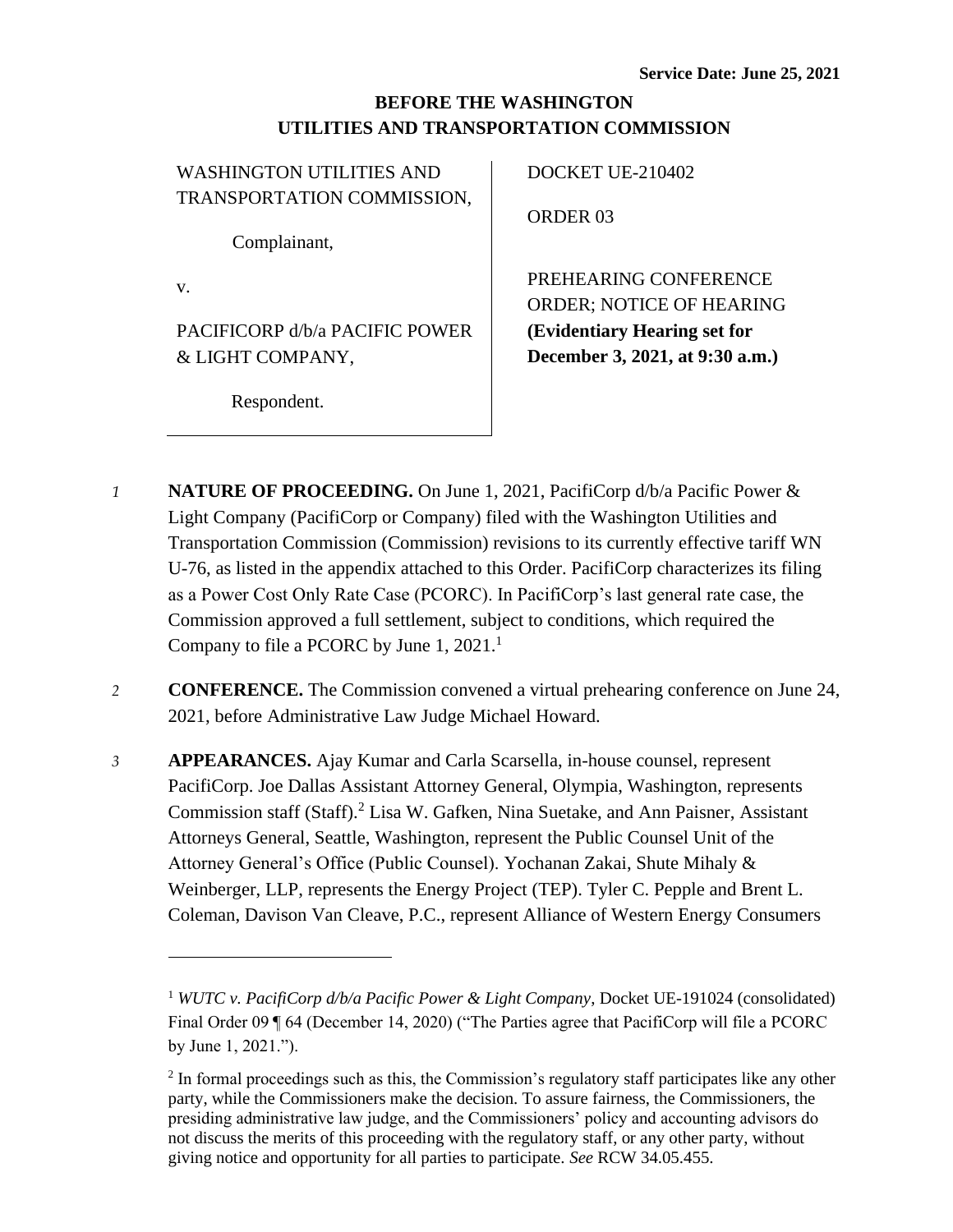**Service Date: June 25, 2021**

# BEFORE THE WASHINGTON UTILITIES AND TRANSPORTATION COMMISSION

| WASHINGTON UTILITIES AND TRANSPORTATION COMMISSION,<br><br>Complainant,<br><br>v.<br><br>PACIFICORP d/b/a PACIFIC POWER & LIGHT COMPANY,<br><br>Respondent. | DOCKET UE-210402<br><br>ORDER 03<br><br>PREHEARING CONFERENCE ORDER; NOTICE OF HEARING<br>**(Evidentiary Hearing set for December 3, 2021, at 9:30 a.m.)** |
|---|---|

*1* **NATURE OF PROCEEDING.** On June 1, 2021, PacifiCorp d/b/a Pacific Power & Light Company (PacifiCorp or Company) filed with the Washington Utilities and Transportation Commission (Commission) revisions to its currently effective tariff WN U-76, as listed in the appendix attached to this Order. PacifiCorp characterizes its filing as a Power Cost Only Rate Case (PCORC). In PacifiCorp's last general rate case, the Commission approved a full settlement, subject to conditions, which required the Company to file a PCORC by June 1, 2021.[1]

*2* **CONFERENCE.** The Commission convened a virtual prehearing conference on June 24, 2021, before Administrative Law Judge Michael Howard.

*3* **APPEARANCES.** Ajay Kumar and Carla Scarsella, in-house counsel, represent PacifiCorp. Joe Dallas Assistant Attorney General, Olympia, Washington, represents Commission staff (Staff).[2] Lisa W. Gafken, Nina Suetake, and Ann Paisner, Assistant Attorneys General, Seattle, Washington, represent the Public Counsel Unit of the Attorney General's Office (Public Counsel). Yochanan Zakai, Shute Mihaly & Weinberger, LLP, represents the Energy Project (TEP). Tyler C. Pepple and Brent L. Coleman, Davison Van Cleave, P.C., represent Alliance of Western Energy Consumers

---

[1] *WUTC v. PacifiCorp d/b/a Pacific Power & Light Company*, Docket UE-191024 (consolidated) Final Order 09 ¶ 64 (December 14, 2020) ("The Parties agree that PacifiCorp will file a PCORC by June 1, 2021.").

[2] In formal proceedings such as this, the Commission's regulatory staff participates like any other party, while the Commissioners make the decision. To assure fairness, the Commissioners, the presiding administrative law judge, and the Commissioners' policy and accounting advisors do not discuss the merits of this proceeding with the regulatory staff, or any other party, without giving notice and opportunity for all parties to participate. *See* RCW 34.05.455.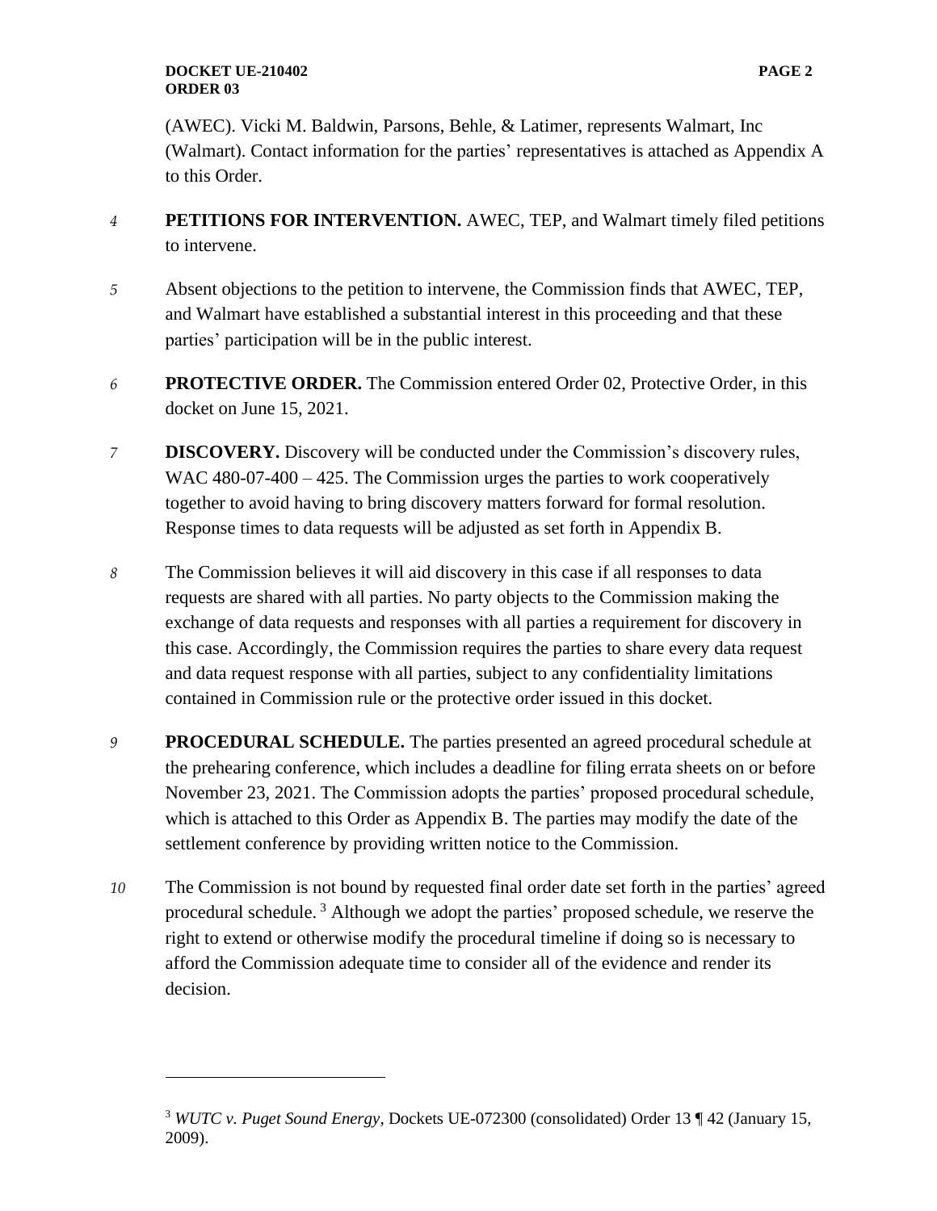(AWEC). Vicki M. Baldwin, Parsons, Behle, & Latimer, represents Walmart, Inc (Walmart). Contact information for the parties' representatives is attached as Appendix A to this Order.

4 **PETITIONS FOR INTERVENTION.** AWEC, TEP, and Walmart timely filed petitions to intervene.

5 Absent objections to the petition to intervene, the Commission finds that AWEC, TEP, and Walmart have established a substantial interest in this proceeding and that these parties' participation will be in the public interest.

6 **PROTECTIVE ORDER.** The Commission entered Order 02, Protective Order, in this docket on June 15, 2021.

7 **DISCOVERY.** Discovery will be conducted under the Commission's discovery rules, WAC 480-07-400 – 425. The Commission urges the parties to work cooperatively together to avoid having to bring discovery matters forward for formal resolution. Response times to data requests will be adjusted as set forth in Appendix B.

8 The Commission believes it will aid discovery in this case if all responses to data requests are shared with all parties. No party objects to the Commission making the exchange of data requests and responses with all parties a requirement for discovery in this case. Accordingly, the Commission requires the parties to share every data request and data request response with all parties, subject to any confidentiality limitations contained in Commission rule or the protective order issued in this docket.

9 **PROCEDURAL SCHEDULE.** The parties presented an agreed procedural schedule at the prehearing conference, which includes a deadline for filing errata sheets on or before November 23, 2021. The Commission adopts the parties' proposed procedural schedule, which is attached to this Order as Appendix B. The parties may modify the date of the settlement conference by providing written notice to the Commission.

10 The Commission is not bound by requested final order date set forth in the parties' agreed procedural schedule.[3] Although we adopt the parties' proposed schedule, we reserve the right to extend or otherwise modify the procedural timeline if doing so is necessary to afford the Commission adequate time to consider all of the evidence and render its decision.

---

[3] *WUTC v. Puget Sound Energy*, Dockets UE-072300 (consolidated) Order 13 ¶ 42 (January 15, 2009).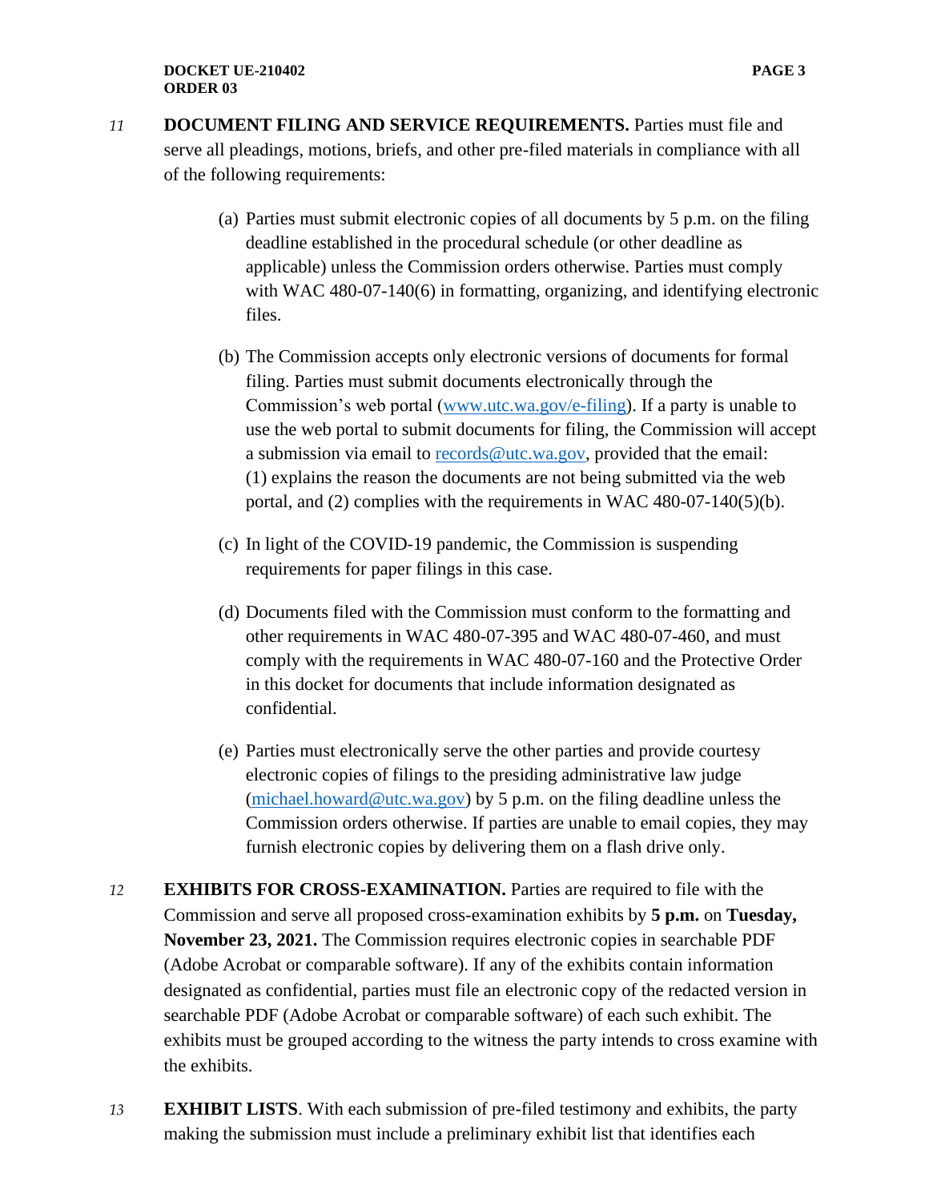*11* **DOCUMENT FILING AND SERVICE REQUIREMENTS.** Parties must file and serve all pleadings, motions, briefs, and other pre-filed materials in compliance with all of the following requirements:

(a) Parties must submit electronic copies of all documents by 5 p.m. on the filing deadline established in the procedural schedule (or other deadline as applicable) unless the Commission orders otherwise. Parties must comply with WAC 480-07-140(6) in formatting, organizing, and identifying electronic files.

(b) The Commission accepts only electronic versions of documents for formal filing. Parties must submit documents electronically through the Commission's web portal (www.utc.wa.gov/e-filing). If a party is unable to use the web portal to submit documents for filing, the Commission will accept a submission via email to records@utc.wa.gov, provided that the email: (1) explains the reason the documents are not being submitted via the web portal, and (2) complies with the requirements in WAC 480-07-140(5)(b).

(c) In light of the COVID-19 pandemic, the Commission is suspending requirements for paper filings in this case.

(d) Documents filed with the Commission must conform to the formatting and other requirements in WAC 480-07-395 and WAC 480-07-460, and must comply with the requirements in WAC 480-07-160 and the Protective Order in this docket for documents that include information designated as confidential.

(e) Parties must electronically serve the other parties and provide courtesy electronic copies of filings to the presiding administrative law judge (michael.howard@utc.wa.gov) by 5 p.m. on the filing deadline unless the Commission orders otherwise. If parties are unable to email copies, they may furnish electronic copies by delivering them on a flash drive only.

*12* **EXHIBITS FOR CROSS-EXAMINATION.** Parties are required to file with the Commission and serve all proposed cross-examination exhibits by **5 p.m.** on **Tuesday, November 23, 2021.** The Commission requires electronic copies in searchable PDF (Adobe Acrobat or comparable software). If any of the exhibits contain information designated as confidential, parties must file an electronic copy of the redacted version in searchable PDF (Adobe Acrobat or comparable software) of each such exhibit. The exhibits must be grouped according to the witness the party intends to cross examine with the exhibits.

*13* **EXHIBIT LISTS**. With each submission of pre-filed testimony and exhibits, the party making the submission must include a preliminary exhibit list that identifies each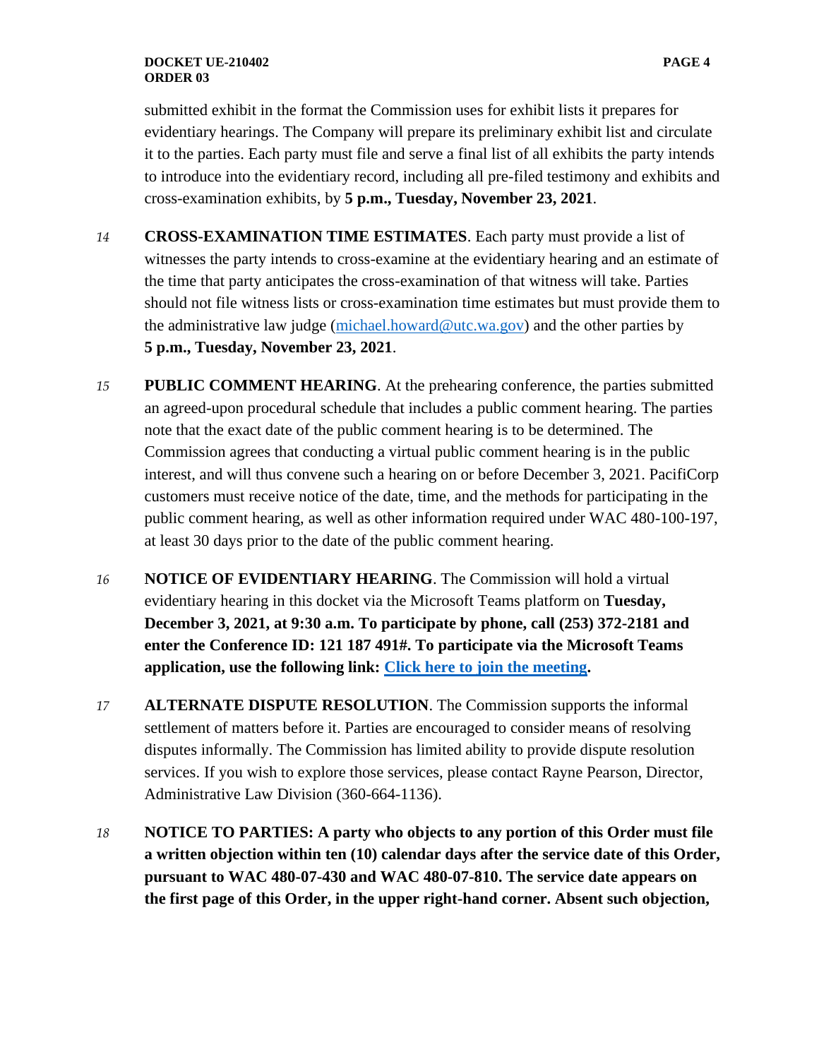submitted exhibit in the format the Commission uses for exhibit lists it prepares for evidentiary hearings. The Company will prepare its preliminary exhibit list and circulate it to the parties. Each party must file and serve a final list of all exhibits the party intends to introduce into the evidentiary record, including all pre-filed testimony and exhibits and cross-examination exhibits, by **5 p.m., Tuesday, November 23, 2021**.

*14* **CROSS-EXAMINATION TIME ESTIMATES**. Each party must provide a list of witnesses the party intends to cross-examine at the evidentiary hearing and an estimate of the time that party anticipates the cross-examination of that witness will take. Parties should not file witness lists or cross-examination time estimates but must provide them to the administrative law judge (michael.howard@utc.wa.gov) and the other parties by **5 p.m., Tuesday, November 23, 2021**.

*15* **PUBLIC COMMENT HEARING**. At the prehearing conference, the parties submitted an agreed-upon procedural schedule that includes a public comment hearing. The parties note that the exact date of the public comment hearing is to be determined. The Commission agrees that conducting a virtual public comment hearing is in the public interest, and will thus convene such a hearing on or before December 3, 2021. PacifiCorp customers must receive notice of the date, time, and the methods for participating in the public comment hearing, as well as other information required under WAC 480-100-197, at least 30 days prior to the date of the public comment hearing.

*16* **NOTICE OF EVIDENTIARY HEARING**. The Commission will hold a virtual evidentiary hearing in this docket via the Microsoft Teams platform on **Tuesday, December 3, 2021, at 9:30 a.m. To participate by phone, call (253) 372-2181 and enter the Conference ID: 121 187 491#. To participate via the Microsoft Teams application, use the following link: Click here to join the meeting.**

*17* **ALTERNATE DISPUTE RESOLUTION**. The Commission supports the informal settlement of matters before it. Parties are encouraged to consider means of resolving disputes informally. The Commission has limited ability to provide dispute resolution services. If you wish to explore those services, please contact Rayne Pearson, Director, Administrative Law Division (360-664-1136).

*18* **NOTICE TO PARTIES: A party who objects to any portion of this Order must file a written objection within ten (10) calendar days after the service date of this Order, pursuant to WAC 480-07-430 and WAC 480-07-810. The service date appears on the first page of this Order, in the upper right-hand corner. Absent such objection,**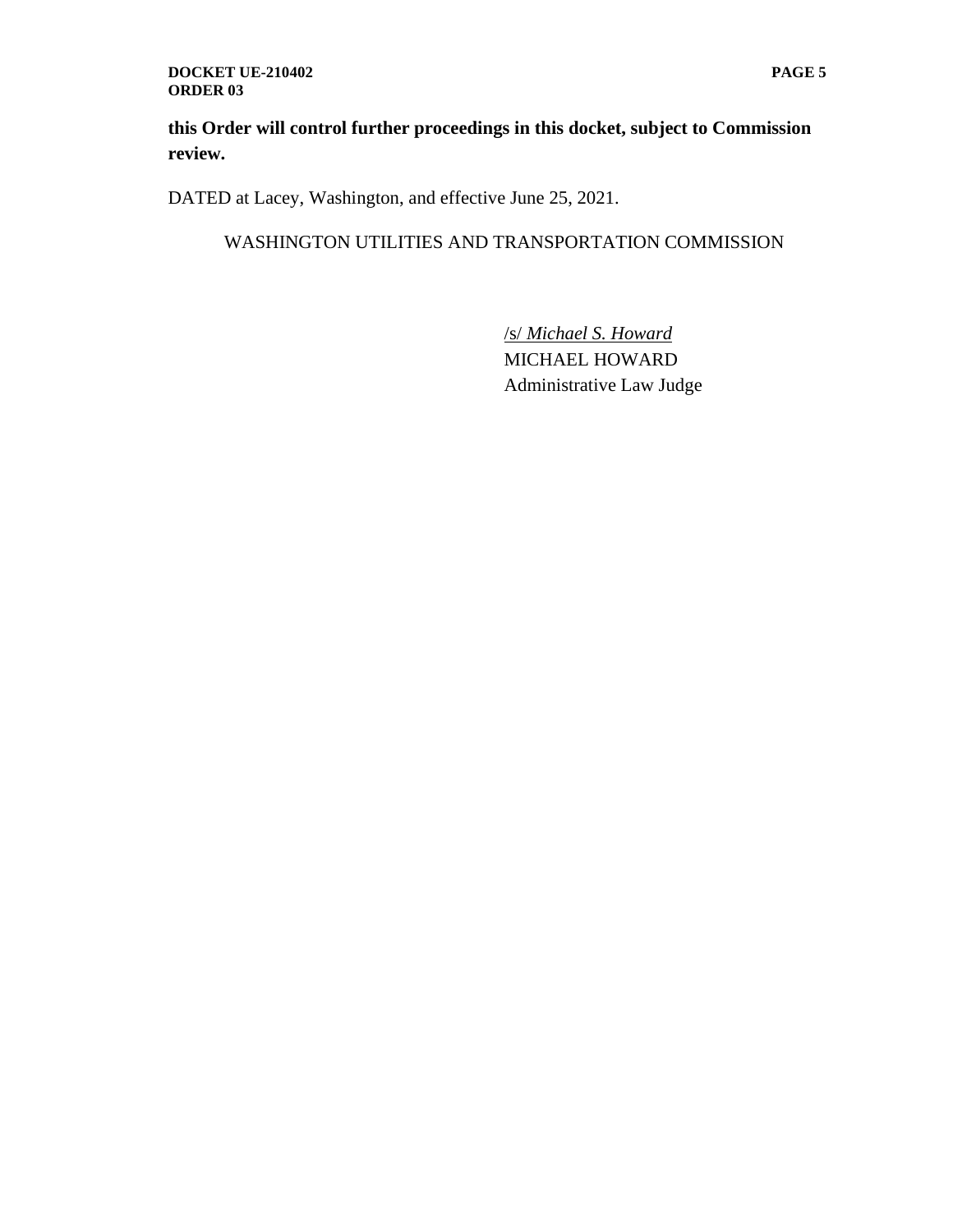**this Order will control further proceedings in this docket, subject to Commission review.**

DATED at Lacey, Washington, and effective June 25, 2021.

WASHINGTON UTILITIES AND TRANSPORTATION COMMISSION

/s/ *Michael S. Howard*
MICHAEL HOWARD
Administrative Law Judge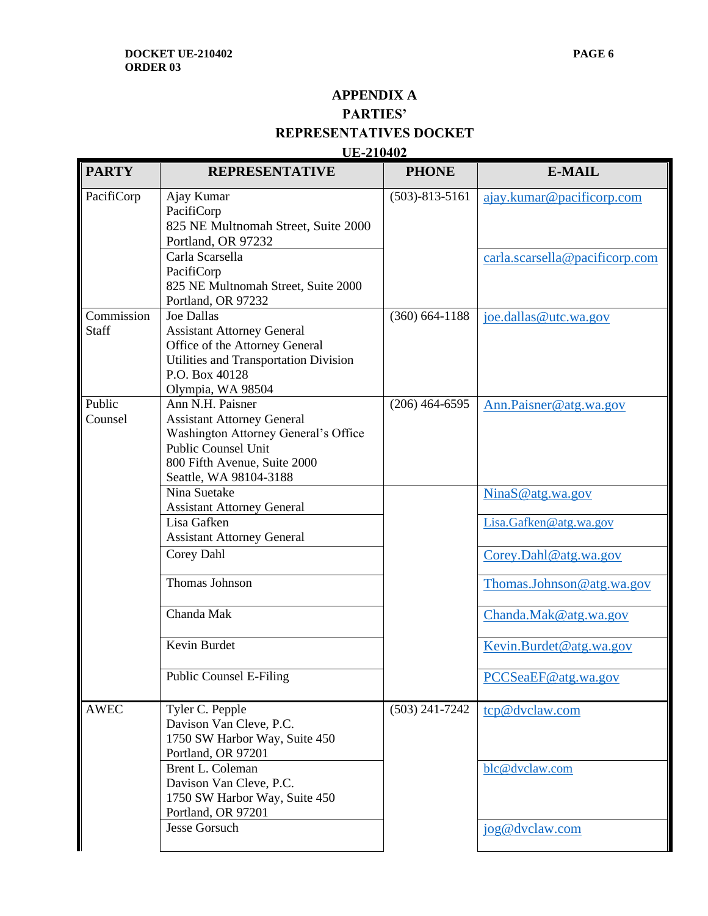## APPENDIX A

## PARTIES'

## REPRESENTATIVES DOCKET

## UE-210402

| PARTY | REPRESENTATIVE | PHONE | E-MAIL |
|---|---|---|---|
| PacifiCorp | Ajay Kumar<br>PacifiCorp<br>825 NE Multnomah Street, Suite 2000<br>Portland, OR 97232 | (503)-813-5161 | ajay.kumar@pacificorp.com |
| | Carla Scarsella<br>PacifiCorp<br>825 NE Multnomah Street, Suite 2000<br>Portland, OR 97232 | | carla.scarsella@pacificorp.com |
| Commission Staff | Joe Dallas<br>Assistant Attorney General<br>Office of the Attorney General<br>Utilities and Transportation Division<br>P.O. Box 40128<br>Olympia, WA 98504 | (360) 664-1188 | joe.dallas@utc.wa.gov |
| Public Counsel | Ann N.H. Paisner<br>Assistant Attorney General<br>Washington Attorney General's Office<br>Public Counsel Unit<br>800 Fifth Avenue, Suite 2000<br>Seattle, WA 98104-3188 | (206) 464-6595 | Ann.Paisner@atg.wa.gov |
| | Nina Suetake<br>Assistant Attorney General | | NinaS@atg.wa.gov |
| | Lisa Gafken<br>Assistant Attorney General | | Lisa.Gafken@atg.wa.gov |
| | Corey Dahl | | Corey.Dahl@atg.wa.gov |
| | Thomas Johnson | | Thomas.Johnson@atg.wa.gov |
| | Chanda Mak | | Chanda.Mak@atg.wa.gov |
| | Kevin Burdet | | Kevin.Burdet@atg.wa.gov |
| | Public Counsel E-Filing | | PCCSeaEF@atg.wa.gov |
| AWEC | Tyler C. Pepple<br>Davison Van Cleve, P.C.<br>1750 SW Harbor Way, Suite 450<br>Portland, OR 97201 | (503) 241-7242 | tcp@dvclaw.com |
| | Brent L. Coleman<br>Davison Van Cleve, P.C.<br>1750 SW Harbor Way, Suite 450<br>Portland, OR 97201 | | blc@dvclaw.com |
| | Jesse Gorsuch | | jog@dvclaw.com |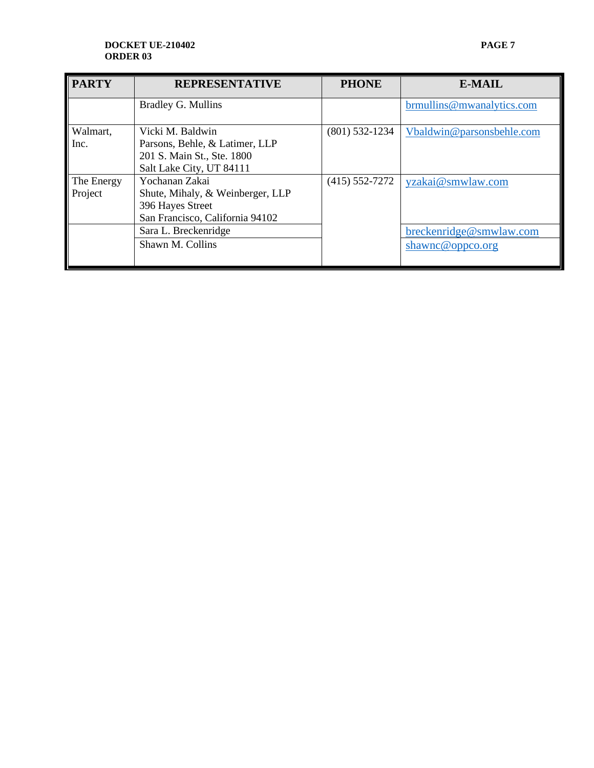| PARTY | REPRESENTATIVE | PHONE | E-MAIL |
|---|---|---|---|
| | Bradley G. Mullins | | brmullins@mwanalytics.com |
| Walmart, Inc. | Vicki M. Baldwin<br>Parsons, Behle, & Latimer, LLP<br>201 S. Main St., Ste. 1800<br>Salt Lake City, UT 84111 | (801) 532-1234 | Vbaldwin@parsonsbehle.com |
| The Energy Project | Yochanan Zakai<br>Shute, Mihaly, & Weinberger, LLP<br>396 Hayes Street<br>San Francisco, California 94102 | (415) 552-7272 | yzakai@smwlaw.com |
| | Sara L. Breckenridge | | breckenridge@smwlaw.com |
| | Shawn M. Collins | | shawnc@oppco.org |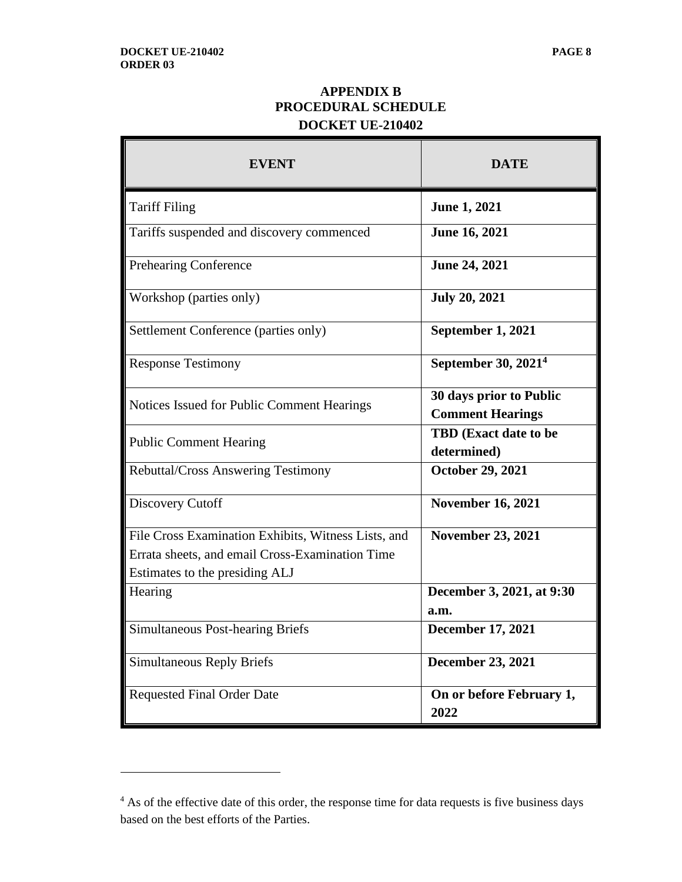## APPENDIX B
## PROCEDURAL SCHEDULE
## DOCKET UE-210402

| EVENT | DATE |
|---|---|
| Tariff Filing | **June 1, 2021** |
| Tariffs suspended and discovery commenced | **June 16, 2021** |
| Prehearing Conference | **June 24, 2021** |
| Workshop (parties only) | **July 20, 2021** |
| Settlement Conference (parties only) | **September 1, 2021** |
| Response Testimony | **September 30, 2021**[4] |
| Notices Issued for Public Comment Hearings | **30 days prior to Public Comment Hearings** |
| Public Comment Hearing | **TBD (Exact date to be determined)** |
| Rebuttal/Cross Answering Testimony | **October 29, 2021** |
| Discovery Cutoff | **November 16, 2021** |
| File Cross Examination Exhibits, Witness Lists, and Errata sheets, and email Cross-Examination Time Estimates to the presiding ALJ | **November 23, 2021** |
| Hearing | **December 3, 2021, at 9:30 a.m.** |
| Simultaneous Post-hearing Briefs | **December 17, 2021** |
| Simultaneous Reply Briefs | **December 23, 2021** |
| Requested Final Order Date | **On or before February 1, 2022** |

[4] As of the effective date of this order, the response time for data requests is five business days based on the best efforts of the Parties.